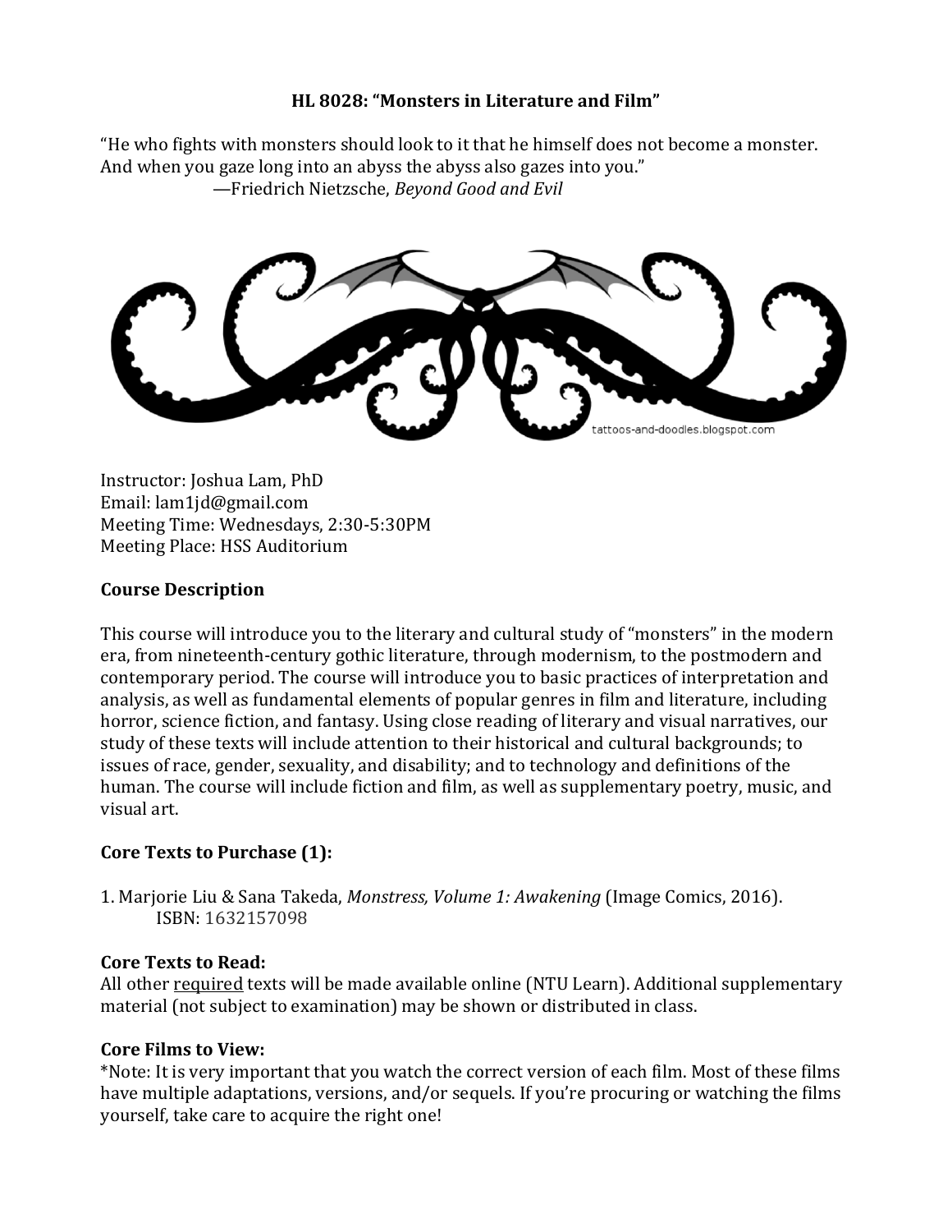# HL 8028: "Monsters in Literature and Film"

"He who fights with monsters should look to it that he himself does not become a monster. And when you gaze long into an abyss the abyss also gazes into you."
—Friedrich Nietzsche, *Beyond Good and Evil*

Instructor: Joshua Lam, PhD
Email: lam1jd@gmail.com
Meeting Time: Wednesdays, 2:30-5:30PM
Meeting Place: HSS Auditorium

## Course Description

This course will introduce you to the literary and cultural study of "monsters" in the modern era, from nineteenth-century gothic literature, through modernism, to the postmodern and contemporary period. The course will introduce you to basic practices of interpretation and analysis, as well as fundamental elements of popular genres in film and literature, including horror, science fiction, and fantasy. Using close reading of literary and visual narratives, our study of these texts will include attention to their historical and cultural backgrounds; to issues of race, gender, sexuality, and disability; and to technology and definitions of the human. The course will include fiction and film, as well as supplementary poetry, music, and visual art.

## Core Texts to Purchase (1):

1. Marjorie Liu & Sana Takeda, *Monstress, Volume 1: Awakening* (Image Comics, 2016).
   ISBN: 1632157098

## Core Texts to Read:

All other required texts will be made available online (NTU Learn). Additional supplementary material (not subject to examination) may be shown or distributed in class.

## Core Films to View:

*Note: It is very important that you watch the correct version of each film. Most of these films have multiple adaptations, versions, and/or sequels. If you're procuring or watching the films yourself, take care to acquire the right one!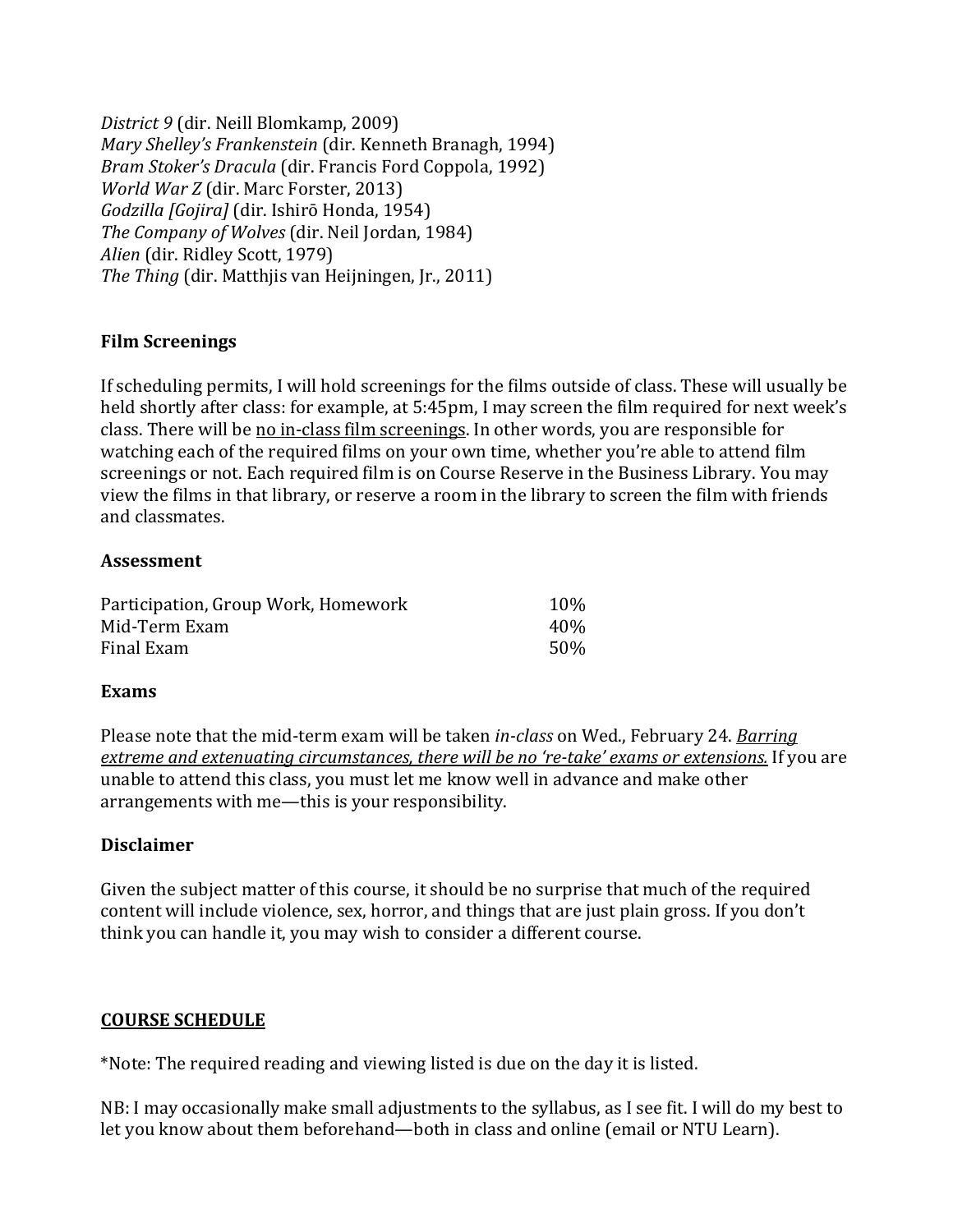*District 9* (dir. Neill Blomkamp, 2009)
*Mary Shelley's Frankenstein* (dir. Kenneth Branagh, 1994)
*Bram Stoker's Dracula* (dir. Francis Ford Coppola, 1992)
*World War Z* (dir. Marc Forster, 2013)
*Godzilla [Gojira]* (dir. Ishirō Honda, 1954)
*The Company of Wolves* (dir. Neil Jordan, 1984)
*Alien* (dir. Ridley Scott, 1979)
*The Thing* (dir. Matthjis van Heijningen, Jr., 2011)

### Film Screenings

If scheduling permits, I will hold screenings for the films outside of class. These will usually be held shortly after class: for example, at 5:45pm, I may screen the film required for next week's class. There will be <u>no in-class film screenings</u>. In other words, you are responsible for watching each of the required films on your own time, whether you're able to attend film screenings or not. Each required film is on Course Reserve in the Business Library. You may view the films in that library, or reserve a room in the library to screen the film with friends and classmates.

### Assessment

| | |
|---|---|
| Participation, Group Work, Homework | 10% |
| Mid-Term Exam | 40% |
| Final Exam | 50% |

### Exams

Please note that the mid-term exam will be taken *in-class* on Wed., February 24. <u>*Barring extreme and extenuating circumstances, there will be no 're-take' exams or extensions.*</u> If you are unable to attend this class, you must let me know well in advance and make other arrangements with me—this is your responsibility.

### Disclaimer

Given the subject matter of this course, it should be no surprise that much of the required content will include violence, sex, horror, and things that are just plain gross. If you don't think you can handle it, you may wish to consider a different course.

## <u>COURSE SCHEDULE</u>

*Note: The required reading and viewing listed is due on the day it is listed.

NB: I may occasionally make small adjustments to the syllabus, as I see fit. I will do my best to let you know about them beforehand—both in class and online (email or NTU Learn).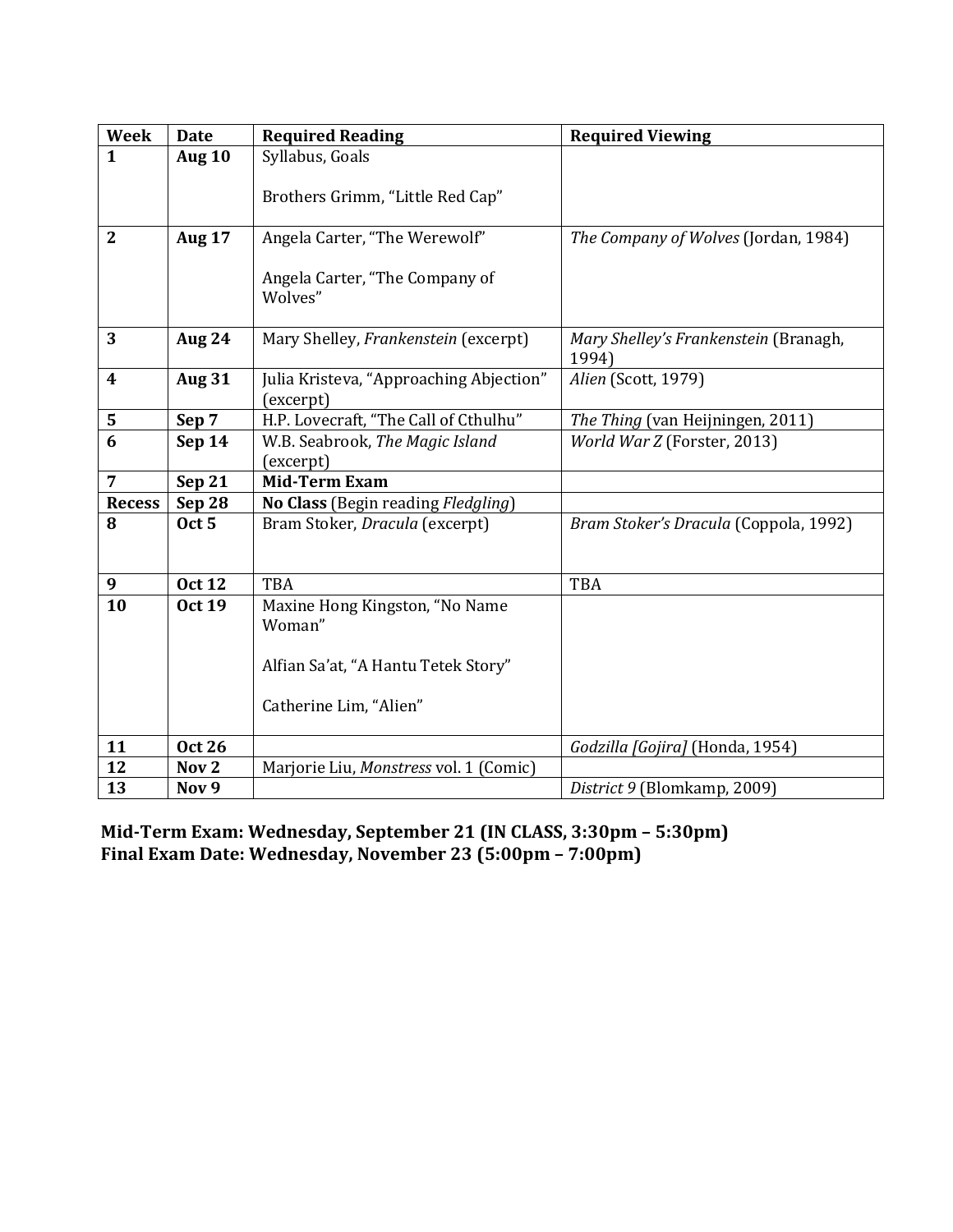| Week | Date | Required Reading | Required Viewing |
|---|---|---|---|
| **1** | **Aug 10** | Syllabus, Goals<br><br>Brothers Grimm, "Little Red Cap" | |
| **2** | **Aug 17** | Angela Carter, "The Werewolf"<br><br>Angela Carter, "The Company of Wolves" | *The Company of Wolves* (Jordan, 1984) |
| **3** | **Aug 24** | Mary Shelley, *Frankenstein* (excerpt) | *Mary Shelley's Frankenstein* (Branagh, 1994) |
| **4** | **Aug 31** | Julia Kristeva, "Approaching Abjection" (excerpt) | *Alien* (Scott, 1979) |
| **5** | **Sep 7** | H.P. Lovecraft, "The Call of Cthulhu" | *The Thing* (van Heijningen, 2011) |
| **6** | **Sep 14** | W.B. Seabrook, *The Magic Island* (excerpt) | *World War Z* (Forster, 2013) |
| **7** | **Sep 21** | **Mid-Term Exam** | |
| **Recess** | **Sep 28** | **No Class** (Begin reading *Fledgling*) | |
| **8** | **Oct 5** | Bram Stoker, *Dracula* (excerpt) | *Bram Stoker's Dracula* (Coppola, 1992) |
| **9** | **Oct 12** | TBA | TBA |
| **10** | **Oct 19** | Maxine Hong Kingston, "No Name Woman"<br><br>Alfian Sa'at, "A Hantu Tetek Story"<br><br>Catherine Lim, "Alien" | |
| **11** | **Oct 26** | | *Godzilla [Gojira]* (Honda, 1954) |
| **12** | **Nov 2** | Marjorie Liu, *Monstress* vol. 1 (Comic) | |
| **13** | **Nov 9** | | *District 9* (Blomkamp, 2009) |

**Mid-Term Exam: Wednesday, September 21 (IN CLASS, 3:30pm – 5:30pm)**
**Final Exam Date: Wednesday, November 23 (5:00pm – 7:00pm)**